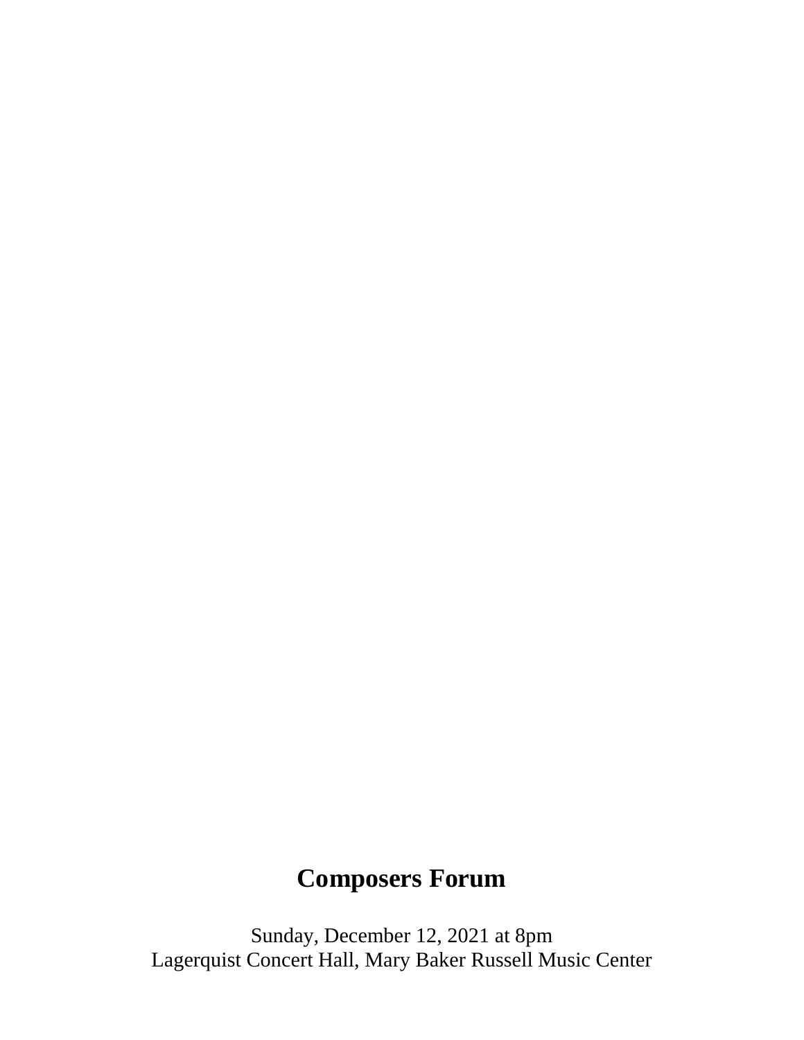# Composers Forum

Sunday, December 12, 2021 at 8pm
Lagerquist Concert Hall, Mary Baker Russell Music Center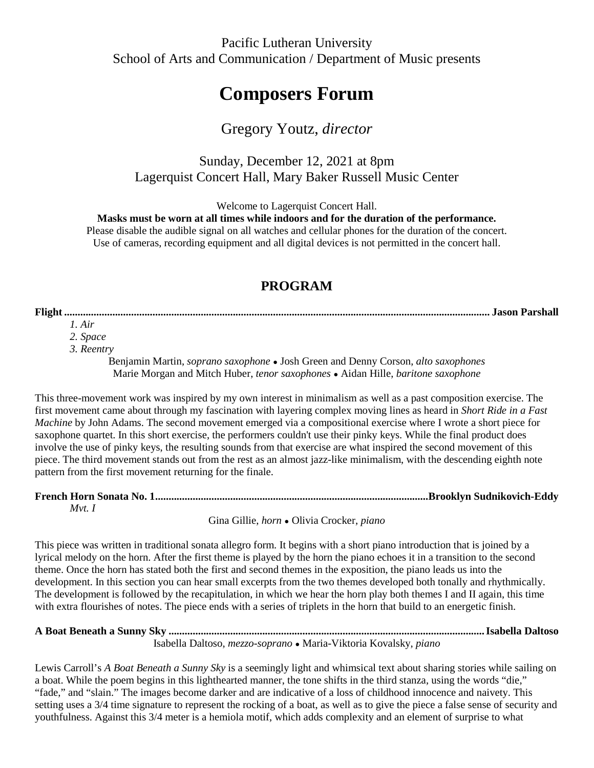Pacific Lutheran University
School of Arts and Communication / Department of Music presents

# Composers Forum

## Gregory Youtz, *director*

Sunday, December 12, 2021 at 8pm
Lagerquist Concert Hall, Mary Baker Russell Music Center

Welcome to Lagerquist Concert Hall.
**Masks must be worn at all times while indoors and for the duration of the performance.**
Please disable the audible signal on all watches and cellular phones for the duration of the concert.
Use of cameras, recording equipment and all digital devices is not permitted in the concert hall.

## PROGRAM

**Flight ............................................................ Jason Parshall**

*1. Air*
*2. Space*
*3. Reentry*

Benjamin Martin, *soprano saxophone* • Josh Green and Denny Corson, *alto saxophones*
Marie Morgan and Mitch Huber, *tenor saxophones* • Aidan Hille, *baritone saxophone*

This three-movement work was inspired by my own interest in minimalism as well as a past composition exercise. The first movement came about through my fascination with layering complex moving lines as heard in *Short Ride in a Fast Machine* by John Adams. The second movement emerged via a compositional exercise where I wrote a short piece for saxophone quartet. In this short exercise, the performers couldn't use their pinky keys. While the final product does involve the use of pinky keys, the resulting sounds from that exercise are what inspired the second movement of this piece. The third movement stands out from the rest as an almost jazz-like minimalism, with the descending eighth note pattern from the first movement returning for the finale.

**French Horn Sonata No. 1 ............................................................ Brooklyn Sudnikovich-Eddy**

*Mvt. I*

Gina Gillie, *horn* • Olivia Crocker, *piano*

This piece was written in traditional sonata allegro form. It begins with a short piano introduction that is joined by a lyrical melody on the horn. After the first theme is played by the horn the piano echoes it in a transition to the second theme. Once the horn has stated both the first and second themes in the exposition, the piano leads us into the development. In this section you can hear small excerpts from the two themes developed both tonally and rhythmically. The development is followed by the recapitulation, in which we hear the horn play both themes I and II again, this time with extra flourishes of notes. The piece ends with a series of triplets in the horn that build to an energetic finish.

**A Boat Beneath a Sunny Sky ............................................................ Isabella Daltoso**

Isabella Daltoso, *mezzo-soprano* • Maria-Viktoria Kovalsky, *piano*

Lewis Carroll's *A Boat Beneath a Sunny Sky* is a seemingly light and whimsical text about sharing stories while sailing on a boat. While the poem begins in this lighthearted manner, the tone shifts in the third stanza, using the words "die," "fade," and "slain." The images become darker and are indicative of a loss of childhood innocence and naivety. This setting uses a 3/4 time signature to represent the rocking of a boat, as well as to give the piece a false sense of security and youthfulness. Against this 3/4 meter is a hemiola motif, which adds complexity and an element of surprise to what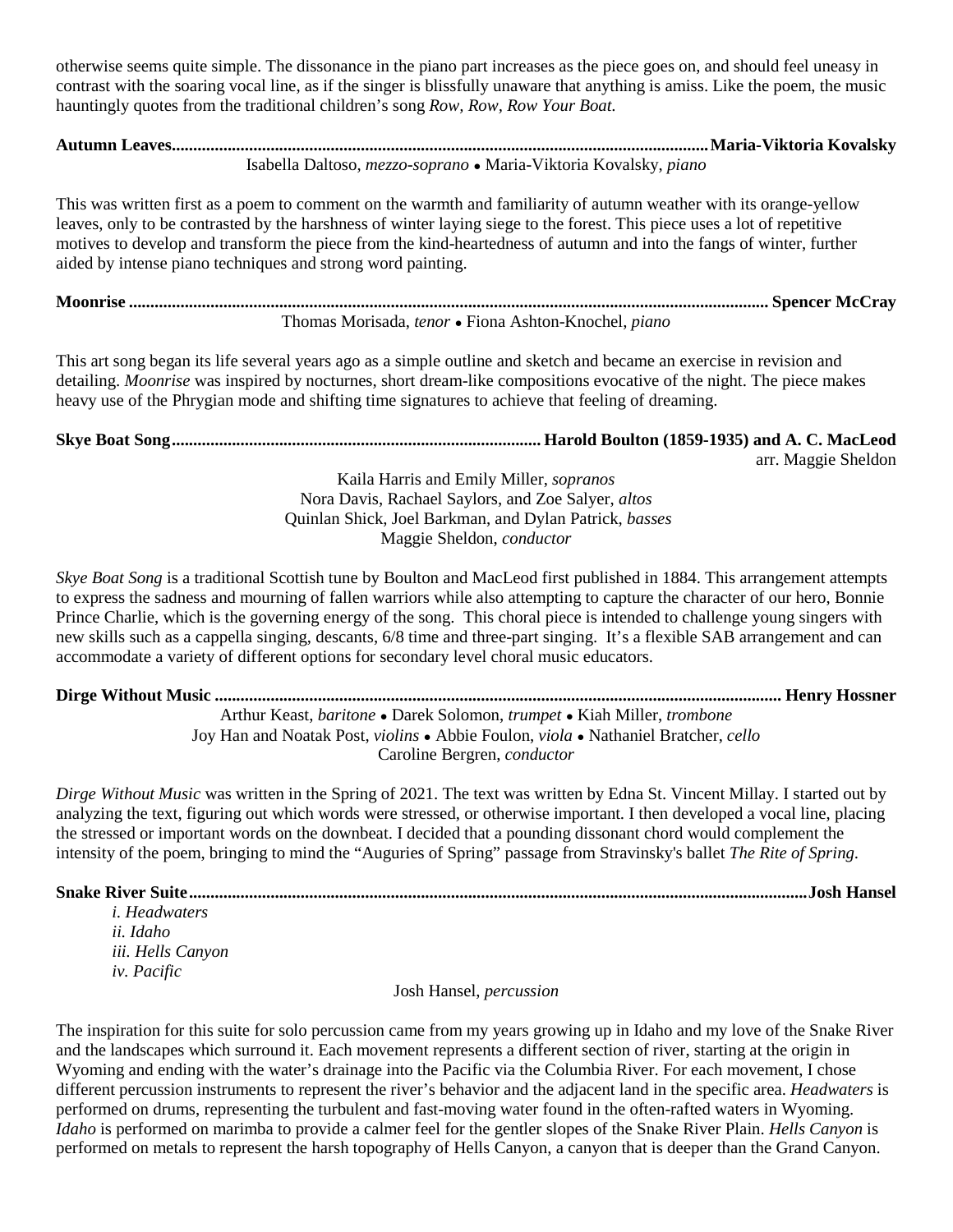otherwise seems quite simple. The dissonance in the piano part increases as the piece goes on, and should feel uneasy in contrast with the soaring vocal line, as if the singer is blissfully unaware that anything is amiss. Like the poem, the music hauntingly quotes from the traditional children's song *Row, Row, Row Your Boat.*

**Autumn Leaves............................................................................................................................Maria-Viktoria Kovalsky**

Isabella Daltoso, *mezzo-soprano* • Maria-Viktoria Kovalsky, *piano*

This was written first as a poem to comment on the warmth and familiarity of autumn weather with its orange-yellow leaves, only to be contrasted by the harshness of winter laying siege to the forest. This piece uses a lot of repetitive motives to develop and transform the piece from the kind-heartedness of autumn and into the fangs of winter, further aided by intense piano techniques and strong word painting.

**Moonrise .................................................................................................................................................. Spencer McCray**

Thomas Morisada, *tenor* • Fiona Ashton-Knochel, *piano*

This art song began its life several years ago as a simple outline and sketch and became an exercise in revision and detailing. *Moonrise* was inspired by nocturnes, short dream-like compositions evocative of the night. The piece makes heavy use of the Phrygian mode and shifting time signatures to achieve that feeling of dreaming.

**Skye Boat Song..................................................................................... Harold Boulton (1859-1935) and A. C. MacLeod**

arr. Maggie Sheldon

Kaila Harris and Emily Miller, *sopranos*
Nora Davis, Rachael Saylors, and Zoe Salyer, *altos*
Quinlan Shick, Joel Barkman, and Dylan Patrick, *basses*
Maggie Sheldon, *conductor*

*Skye Boat Song* is a traditional Scottish tune by Boulton and MacLeod first published in 1884. This arrangement attempts to express the sadness and mourning of fallen warriors while also attempting to capture the character of our hero, Bonnie Prince Charlie, which is the governing energy of the song. This choral piece is intended to challenge young singers with new skills such as a cappella singing, descants, 6/8 time and three-part singing. It's a flexible SAB arrangement and can accommodate a variety of different options for secondary level choral music educators.

**Dirge Without Music .................................................................................................................................... Henry Hossner**

Arthur Keast, *baritone* • Darek Solomon, *trumpet* • Kiah Miller, *trombone*
Joy Han and Noatak Post, *violins* • Abbie Foulon, *viola* • Nathaniel Bratcher, *cello*
Caroline Bergren, *conductor*

*Dirge Without Music* was written in the Spring of 2021. The text was written by Edna St. Vincent Millay. I started out by analyzing the text, figuring out which words were stressed, or otherwise important. I then developed a vocal line, placing the stressed or important words on the downbeat. I decided that a pounding dissonant chord would complement the intensity of the poem, bringing to mind the "Auguries of Spring" passage from Stravinsky's ballet *The Rite of Spring.*

**Snake River Suite...............................................................................................................................................Josh Hansel**

*i. Headwaters*
*ii. Idaho*
*iii. Hells Canyon*
*iv. Pacific*

Josh Hansel, *percussion*

The inspiration for this suite for solo percussion came from my years growing up in Idaho and my love of the Snake River and the landscapes which surround it. Each movement represents a different section of river, starting at the origin in Wyoming and ending with the water's drainage into the Pacific via the Columbia River. For each movement, I chose different percussion instruments to represent the river's behavior and the adjacent land in the specific area. *Headwaters* is performed on drums, representing the turbulent and fast-moving water found in the often-rafted waters in Wyoming. *Idaho* is performed on marimba to provide a calmer feel for the gentler slopes of the Snake River Plain. *Hells Canyon* is performed on metals to represent the harsh topography of Hells Canyon, a canyon that is deeper than the Grand Canyon.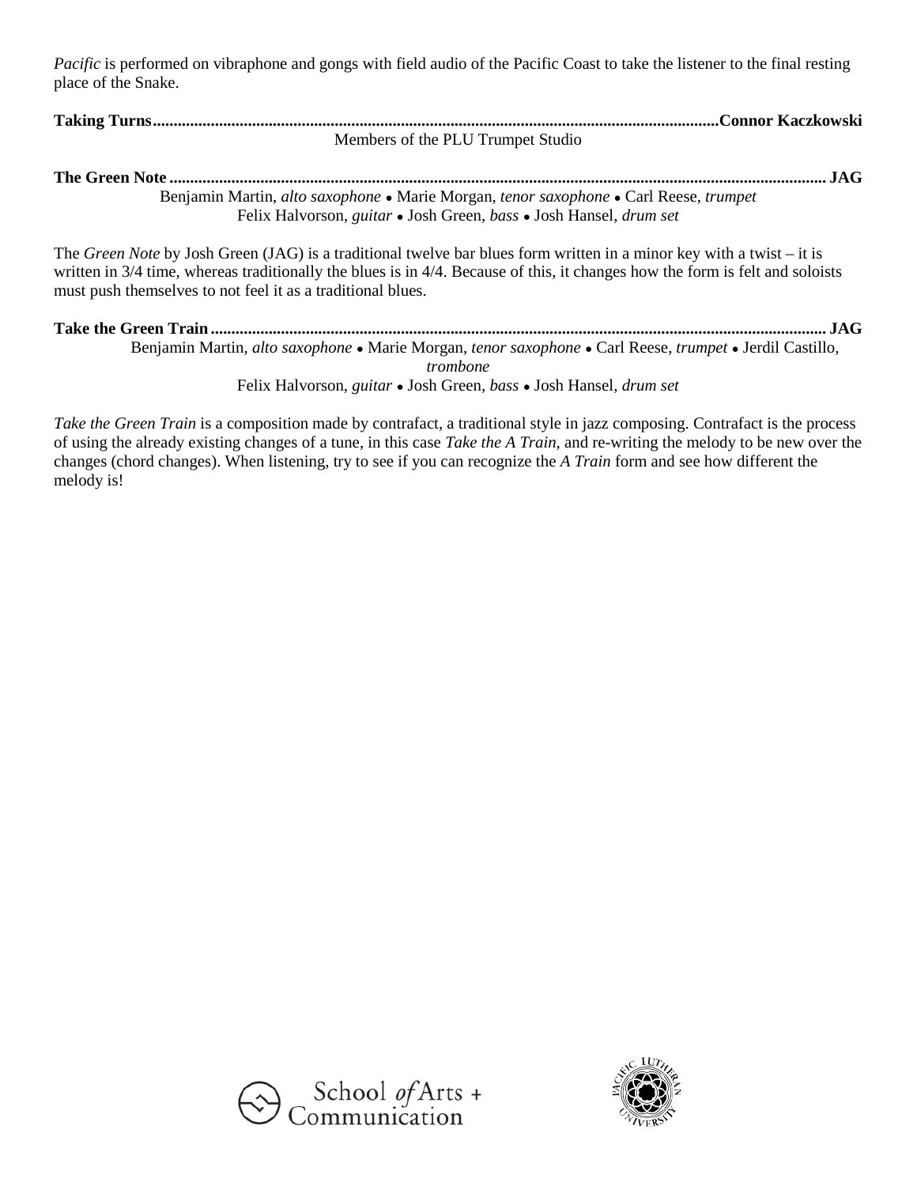*Pacific* is performed on vibraphone and gongs with field audio of the Pacific Coast to take the listener to the final resting place of the Snake.

**Taking Turns..........................................................................................................................Connor Kaczkowski**

Members of the PLU Trumpet Studio

**The Green Note ............................................................................................................................................ JAG**

Benjamin Martin, *alto saxophone* • Marie Morgan, *tenor saxophone* • Carl Reese, *trumpet*
Felix Halvorson, *guitar* • Josh Green, *bass* • Josh Hansel, *drum set*

The *Green Note* by Josh Green (JAG) is a traditional twelve bar blues form written in a minor key with a twist – it is written in 3/4 time, whereas traditionally the blues is in 4/4. Because of this, it changes how the form is felt and soloists must push themselves to not feel it as a traditional blues.

**Take the Green Train .................................................................................................................................... JAG**

Benjamin Martin, *alto saxophone* • Marie Morgan, *tenor saxophone* • Carl Reese, *trumpet* • Jerdil Castillo, *trombone*
Felix Halvorson, *guitar* • Josh Green, *bass* • Josh Hansel, *drum set*

*Take the Green Train* is a composition made by contrafact, a traditional style in jazz composing. Contrafact is the process of using the already existing changes of a tune, in this case *Take the A Train*, and re-writing the melody to be new over the changes (chord changes). When listening, try to see if you can recognize the *A Train* form and see how different the melody is!

School *of* Arts + Communication

Pacific Lutheran University